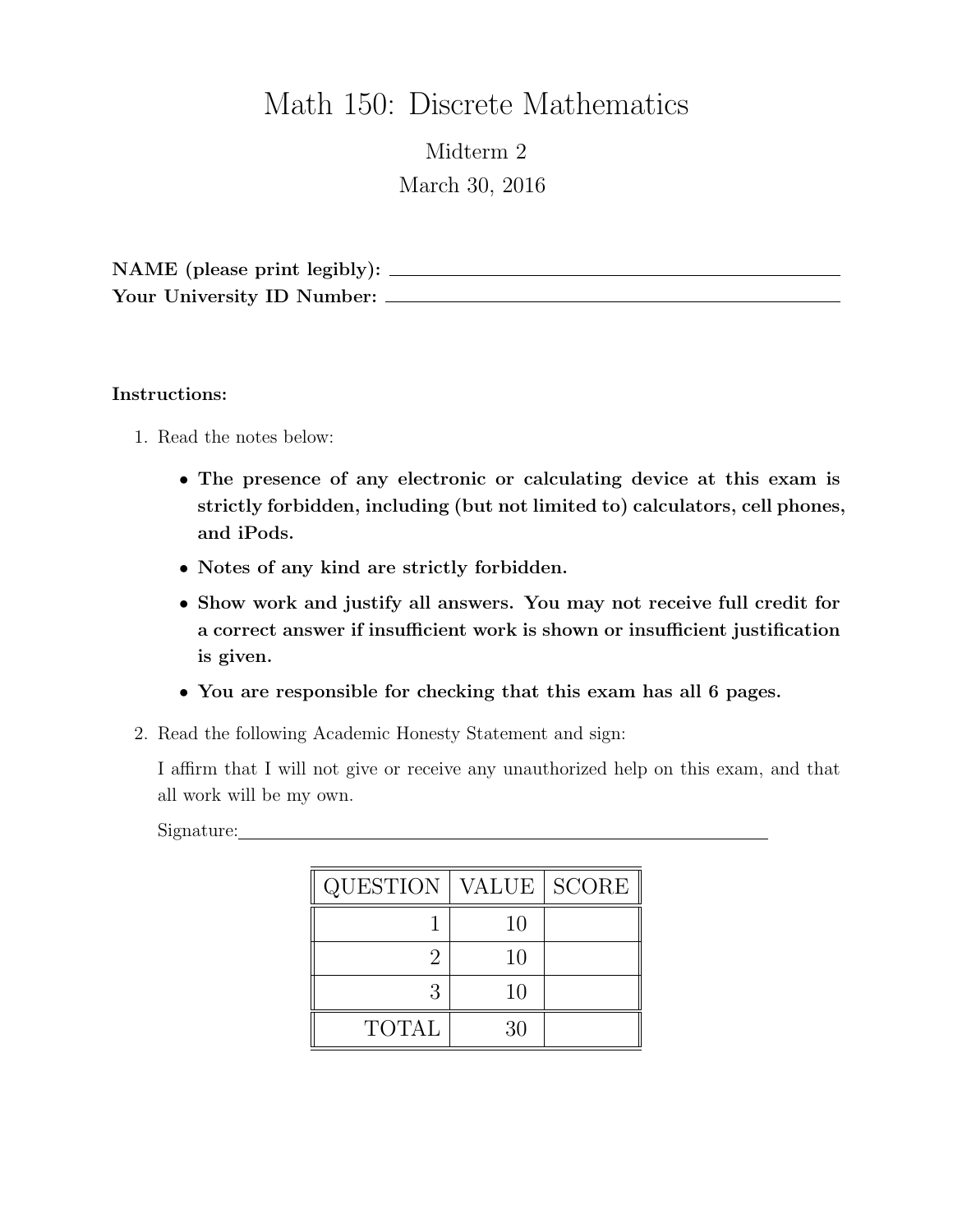# Math 150: Discrete Mathematics

Midterm 2

March 30, 2016

**NAME (please print legibly):** \_\_\_\_\_\_\_\_\_\_\_\_\_\_\_\_\_\_\_\_\_\_\_\_\_\_\_\_\_\_\_\_

**Your University ID Number:** \_\_\_\_\_\_\_\_\_\_\_\_\_\_\_\_\_\_\_\_\_\_\_\_\_\_\_\_\_\_\_\_

**Instructions:**

1. Read the notes below:

   - **The presence of any electronic or calculating device at this exam is strictly forbidden, including (but not limited to) calculators, cell phones, and iPods.**
   - **Notes of any kind are strictly forbidden.**
   - **Show work and justify all answers. You may not receive full credit for a correct answer if insufficient work is shown or insufficient justification is given.**
   - **You are responsible for checking that this exam has all 6 pages.**

2. Read the following Academic Honesty Statement and sign:

   I affirm that I will not give or receive any unauthorized help on this exam, and that all work will be my own.

   Signature: \_\_\_\_\_\_\_\_\_\_\_\_\_\_\_\_\_\_\_\_\_\_\_\_\_\_\_\_\_\_\_\_

| QUESTION | VALUE | SCORE |
|---:|---:|---|
| 1 | 10 | |
| 2 | 10 | |
| 3 | 10 | |
| TOTAL | 30 | |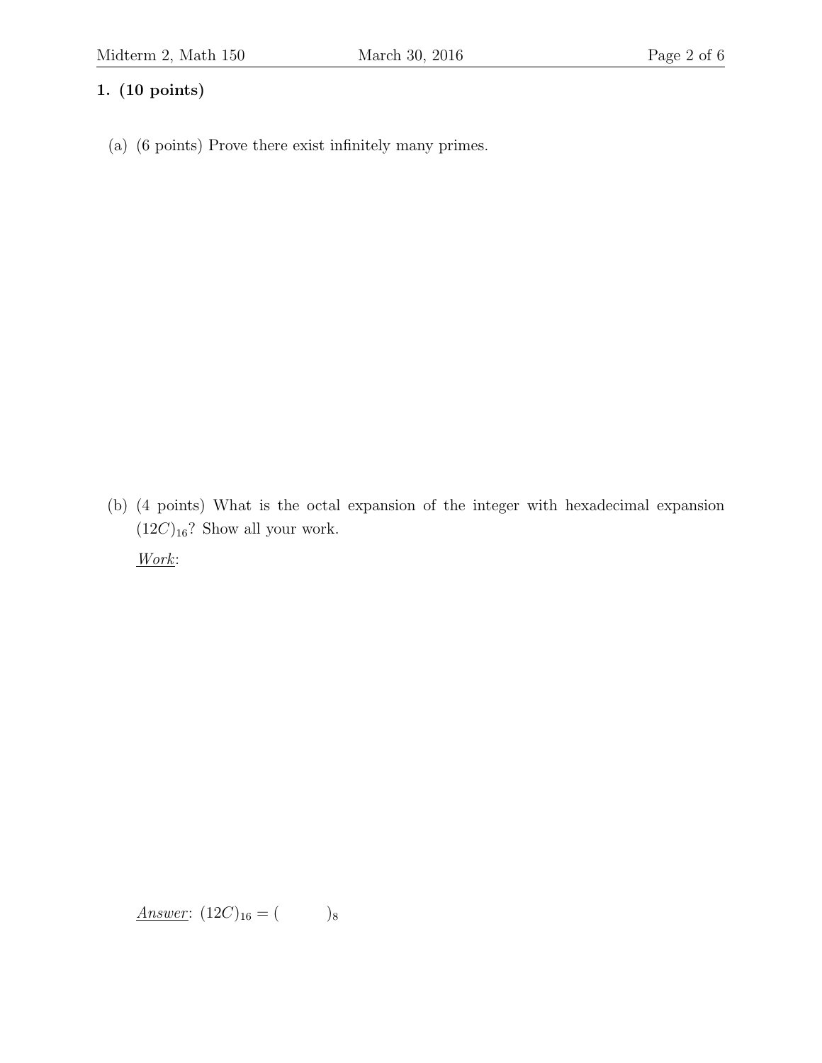**1. (10 points)**

(a) (6 points) Prove there exist infinitely many primes.

(b) (4 points) What is the octal expansion of the integer with hexadecimal expansion $(12C)_{16}$? Show all your work.

*Work*:

*Answer*: $(12C)_{16} = (\qquad)_8$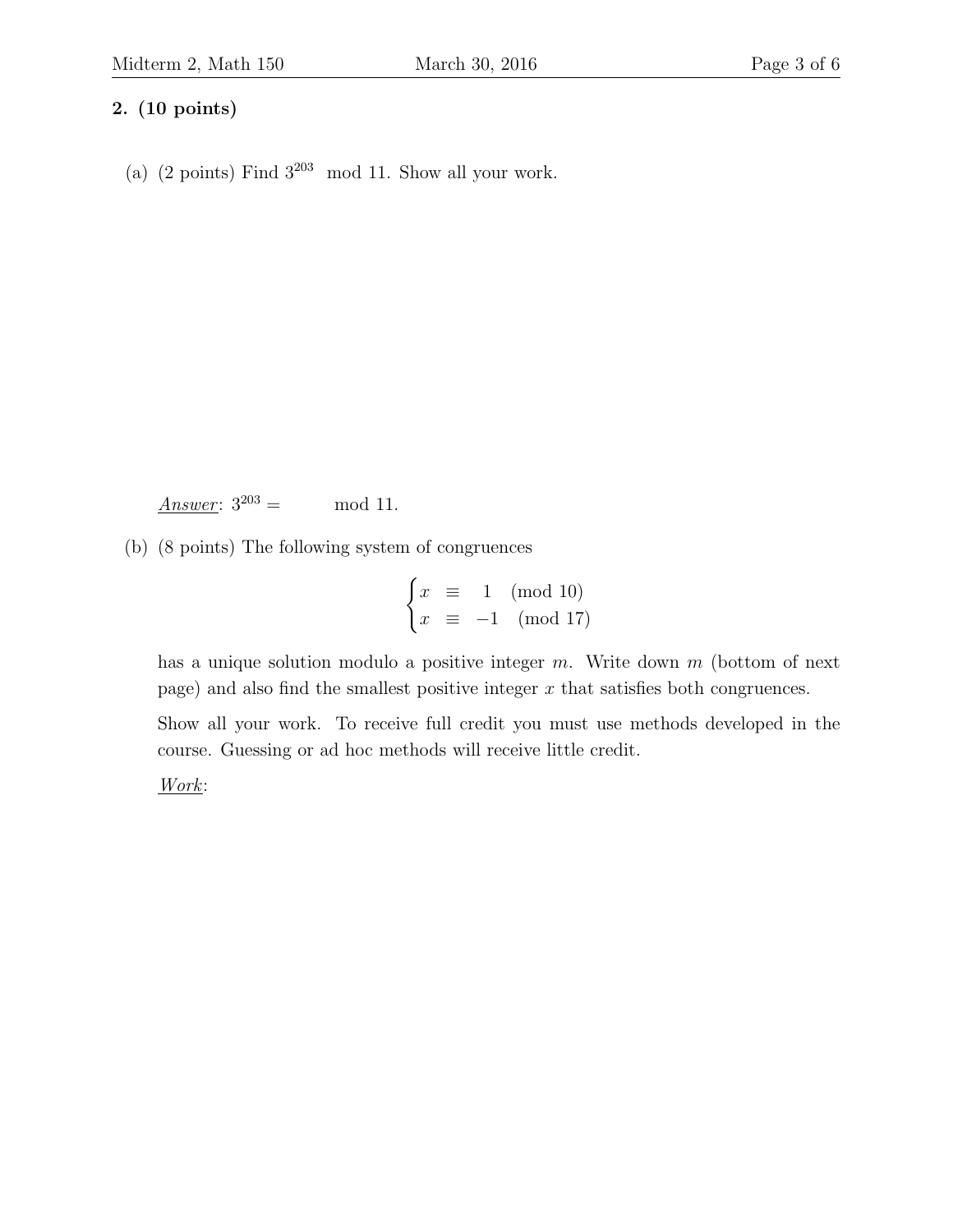**2. (10 points)**

(a) (2 points) Find $3^{203}$ mod 11. Show all your work.

*Answer*: $3^{203} =$ mod 11.

(b) (8 points) The following system of congruences

$$\begin{cases} x \equiv 1 \pmod{10} \\ x \equiv -1 \pmod{17} \end{cases}$$

has a unique solution modulo a positive integer $m$. Write down $m$ (bottom of next page) and also find the smallest positive integer $x$ that satisfies both congruences.

Show all your work. To receive full credit you must use methods developed in the course. Guessing or ad hoc methods will receive little credit.

*Work*: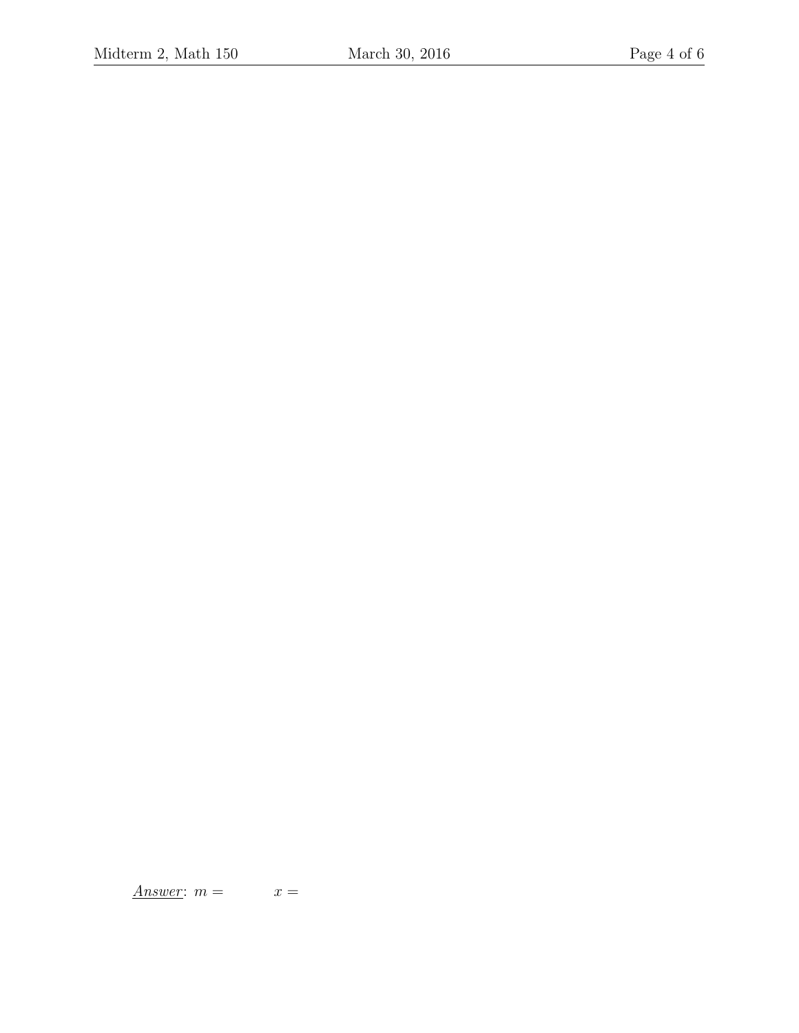*Answer*: $m =$ $\qquad$ $x =$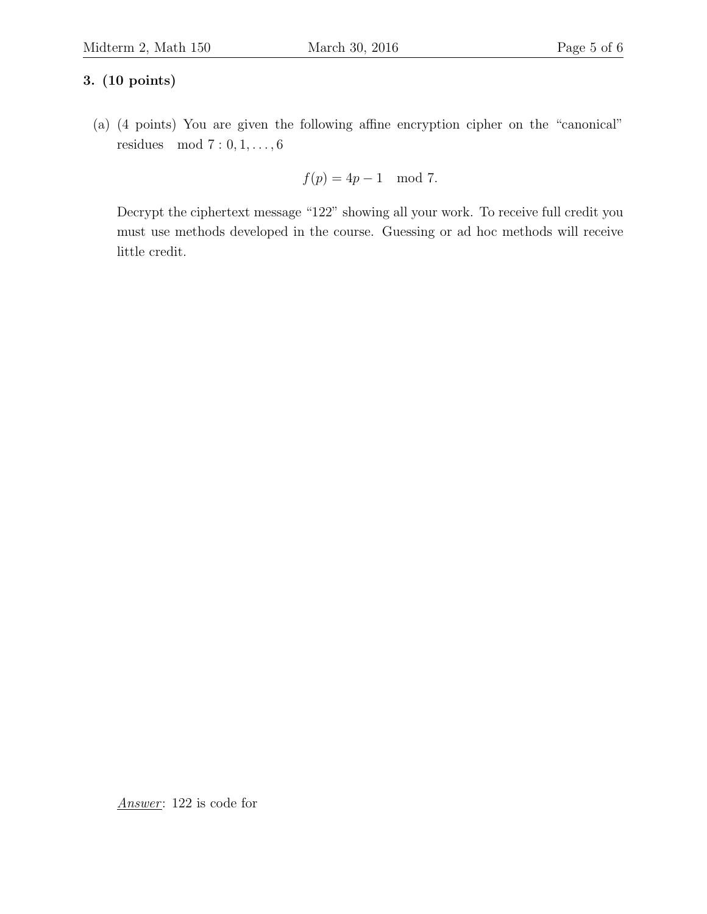**3. (10 points)**

(a) (4 points) You are given the following affine encryption cipher on the "canonical" residues $\mod 7 : 0, 1, \ldots, 6$

$$f(p) = 4p - 1 \mod 7.$$

Decrypt the ciphertext message "122" showing all your work. To receive full credit you must use methods developed in the course. Guessing or ad hoc methods will receive little credit.

_Answer_: 122 is code for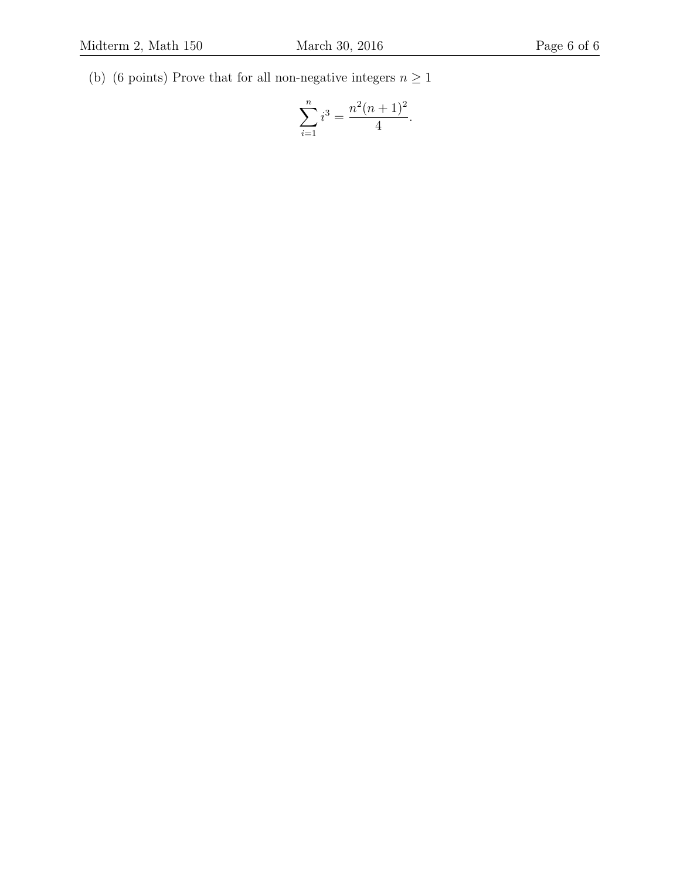(b) (6 points) Prove that for all non-negative integers $n \geq 1$

$$\sum_{i=1}^{n} i^3 = \frac{n^2(n+1)^2}{4}.$$